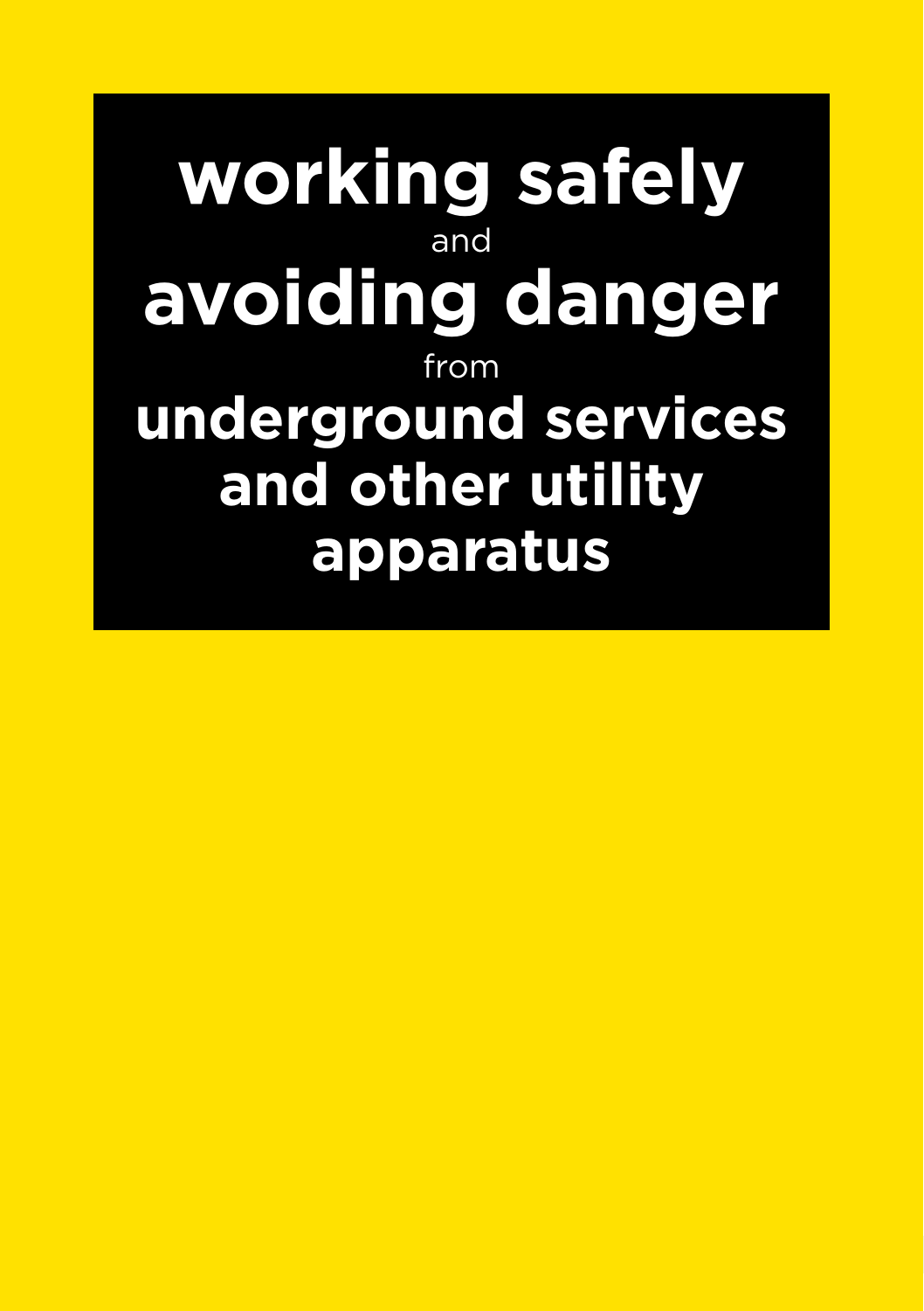# working safely

and

# avoiding danger

from

# underground services and other utility apparatus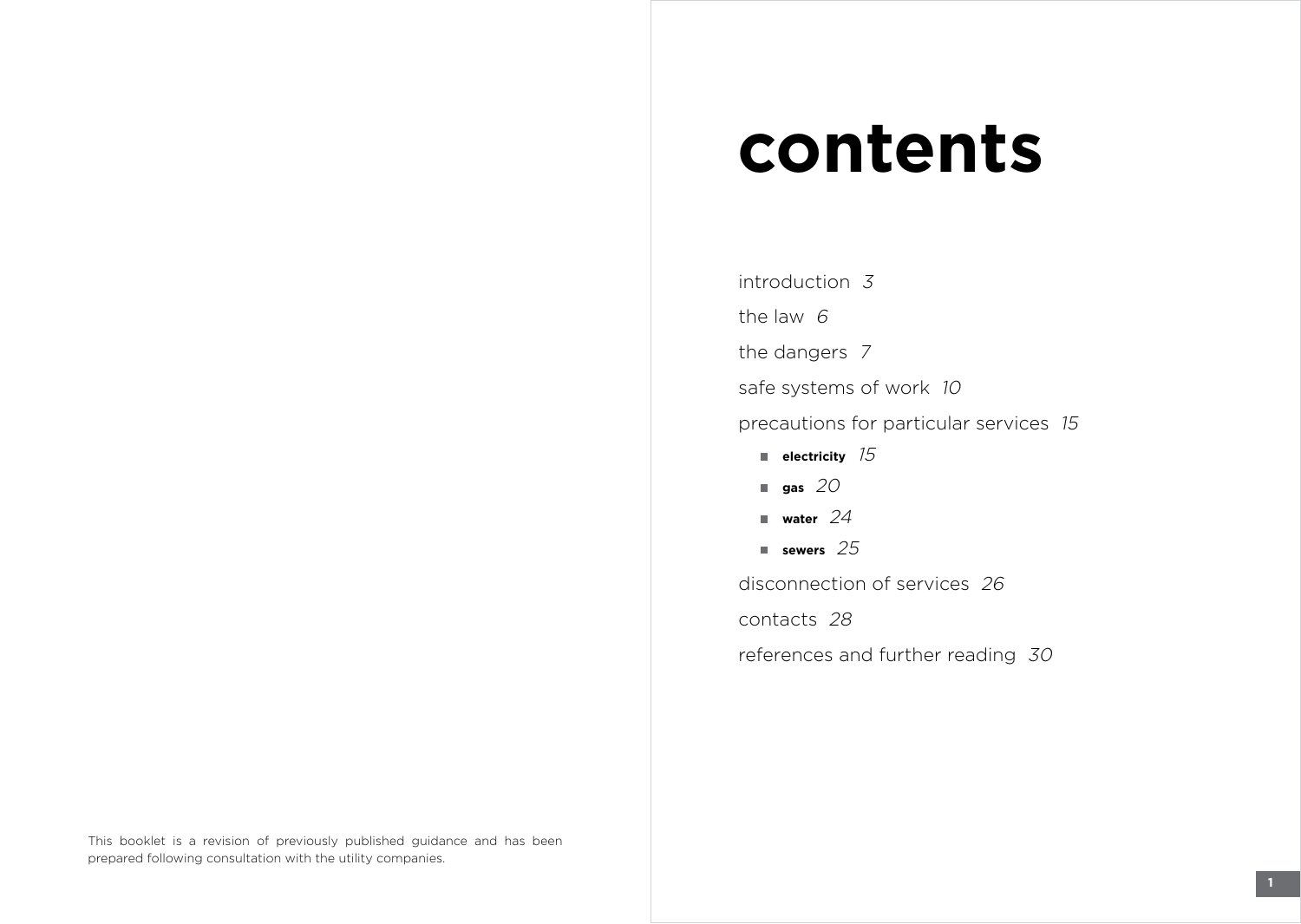This booklet is a revision of previously published guidance and has been prepared following consultation with the utility companies.

# contents

introduction *3*

the law *6*

the dangers *7*

safe systems of work *10*

precautions for particular services *15*

- **electricity** *15*
- **gas** *20*
- **water** *24*
- **sewers** *25*

disconnection of services *26*

contacts *28*

references and further reading *30*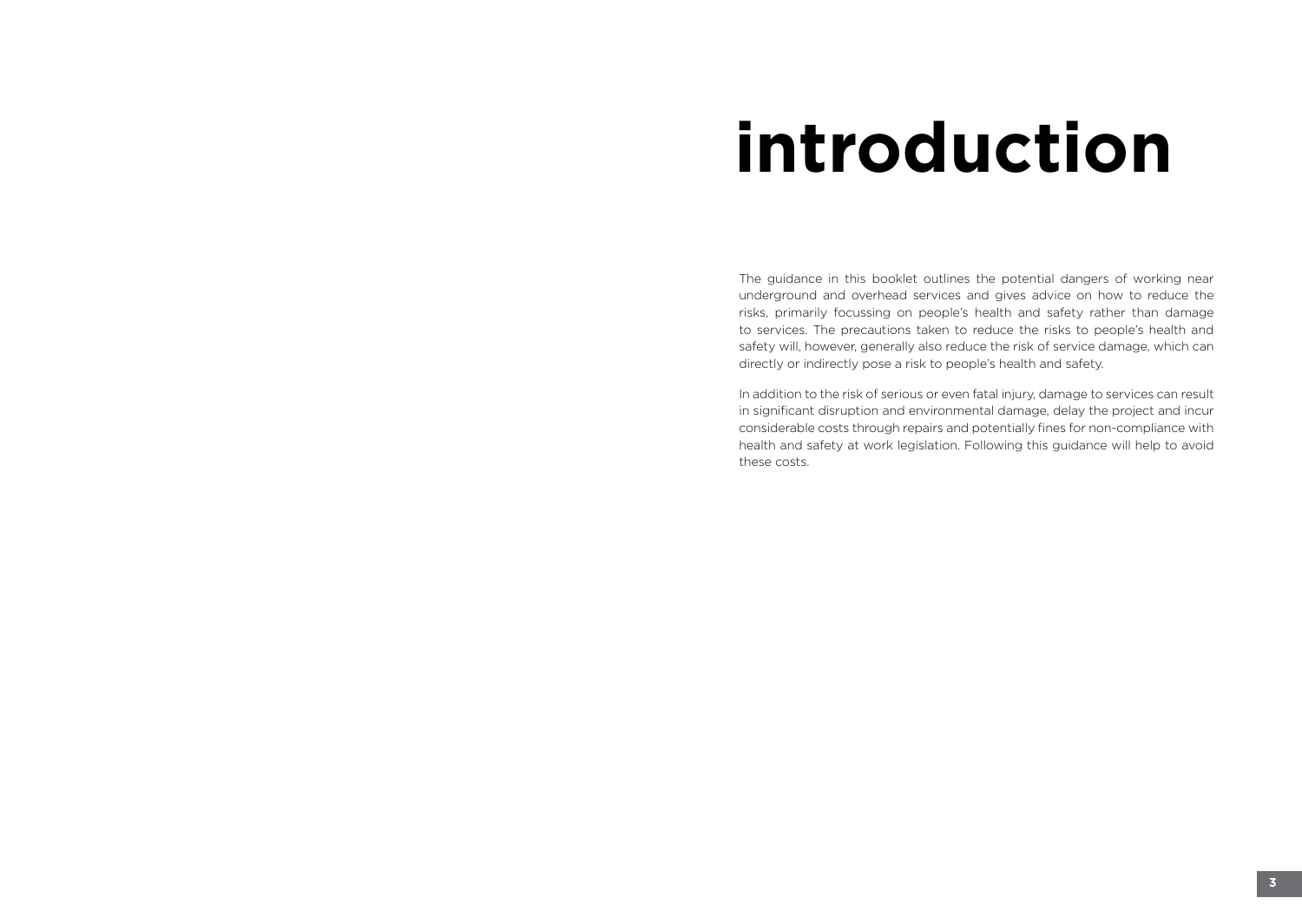# introduction

The guidance in this booklet outlines the potential dangers of working near underground and overhead services and gives advice on how to reduce the risks, primarily focussing on people's health and safety rather than damage to services. The precautions taken to reduce the risks to people's health and safety will, however, generally also reduce the risk of service damage, which can directly or indirectly pose a risk to people's health and safety.

In addition to the risk of serious or even fatal injury, damage to services can result in significant disruption and environmental damage, delay the project and incur considerable costs through repairs and potentially fines for non-compliance with health and safety at work legislation. Following this guidance will help to avoid these costs.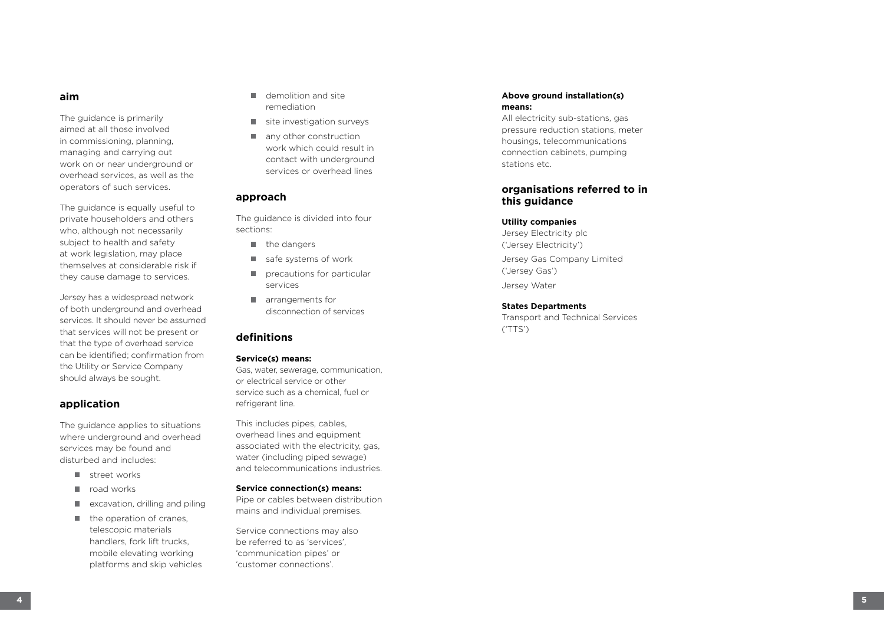## aim

The guidance is primarily aimed at all those involved in commissioning, planning, managing and carrying out work on or near underground or overhead services, as well as the operators of such services.

The guidance is equally useful to private householders and others who, although not necessarily subject to health and safety at work legislation, may place themselves at considerable risk if they cause damage to services.

Jersey has a widespread network of both underground and overhead services. It should never be assumed that services will not be present or that the type of overhead service can be identified; confirmation from the Utility or Service Company should always be sought.

## application

The guidance applies to situations where underground and overhead services may be found and disturbed and includes:

- street works
- road works
- excavation, drilling and piling
- the operation of cranes, telescopic materials handlers, fork lift trucks, mobile elevating working platforms and skip vehicles
- demolition and site remediation
- site investigation surveys
- any other construction work which could result in contact with underground services or overhead lines

## approach

The guidance is divided into four sections:

- the dangers
- safe systems of work
- precautions for particular services
- arrangements for disconnection of services

## definitions

**Service(s) means:**
Gas, water, sewerage, communication, or electrical service or other service such as a chemical, fuel or refrigerant line.

This includes pipes, cables, overhead lines and equipment associated with the electricity, gas, water (including piped sewage) and telecommunications industries.

**Service connection(s) means:**
Pipe or cables between distribution mains and individual premises.

Service connections may also be referred to as 'services', 'communication pipes' or 'customer connections'.

**Above ground installation(s) means:**
All electricity sub-stations, gas pressure reduction stations, meter housings, telecommunications connection cabinets, pumping stations etc.

## organisations referred to in this guidance

**Utility companies**

Jersey Electricity plc ('Jersey Electricity')

Jersey Gas Company Limited ('Jersey Gas')

Jersey Water

**States Departments**

Transport and Technical Services ('TTS')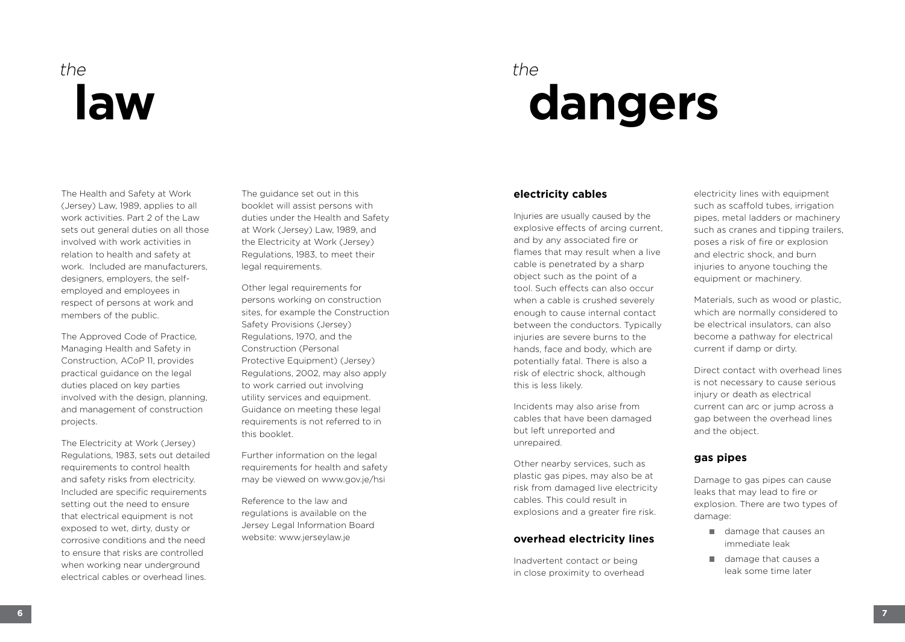# *the* law

The Health and Safety at Work (Jersey) Law, 1989, applies to all work activities. Part 2 of the Law sets out general duties on all those involved with work activities in relation to health and safety at work. Included are manufacturers, designers, employers, the self-employed and employees in respect of persons at work and members of the public.

The Approved Code of Practice, Managing Health and Safety in Construction, ACoP 11, provides practical guidance on the legal duties placed on key parties involved with the design, planning, and management of construction projects.

The Electricity at Work (Jersey) Regulations, 1983, sets out detailed requirements to control health and safety risks from electricity. Included are specific requirements setting out the need to ensure that electrical equipment is not exposed to wet, dirty, dusty or corrosive conditions and the need to ensure that risks are controlled when working near underground electrical cables or overhead lines.

The guidance set out in this booklet will assist persons with duties under the Health and Safety at Work (Jersey) Law, 1989, and the Electricity at Work (Jersey) Regulations, 1983, to meet their legal requirements.

Other legal requirements for persons working on construction sites, for example the Construction Safety Provisions (Jersey) Regulations, 1970, and the Construction (Personal Protective Equipment) (Jersey) Regulations, 2002, may also apply to work carried out involving utility services and equipment. Guidance on meeting these legal requirements is not referred to in this booklet.

Further information on the legal requirements for health and safety may be viewed on www.gov.je/hsi

Reference to the law and regulations is available on the Jersey Legal Information Board website: www.jerseylaw.je

# *the* dangers

## electricity cables

Injuries are usually caused by the explosive effects of arcing current, and by any associated fire or flames that may result when a live cable is penetrated by a sharp object such as the point of a tool. Such effects can also occur when a cable is crushed severely enough to cause internal contact between the conductors. Typically injuries are severe burns to the hands, face and body, which are potentially fatal. There is also a risk of electric shock, although this is less likely.

Incidents may also arise from cables that have been damaged but left unreported and unrepaired.

Other nearby services, such as plastic gas pipes, may also be at risk from damaged live electricity cables. This could result in explosions and a greater fire risk.

## overhead electricity lines

Inadvertent contact or being in close proximity to overhead electricity lines with equipment such as scaffold tubes, irrigation pipes, metal ladders or machinery such as cranes and tipping trailers, poses a risk of fire or explosion and electric shock, and burn injuries to anyone touching the equipment or machinery.

Materials, such as wood or plastic, which are normally considered to be electrical insulators, can also become a pathway for electrical current if damp or dirty.

Direct contact with overhead lines is not necessary to cause serious injury or death as electrical current can arc or jump across a gap between the overhead lines and the object.

## gas pipes

Damage to gas pipes can cause leaks that may lead to fire or explosion. There are two types of damage:

- damage that causes an immediate leak
- damage that causes a leak some time later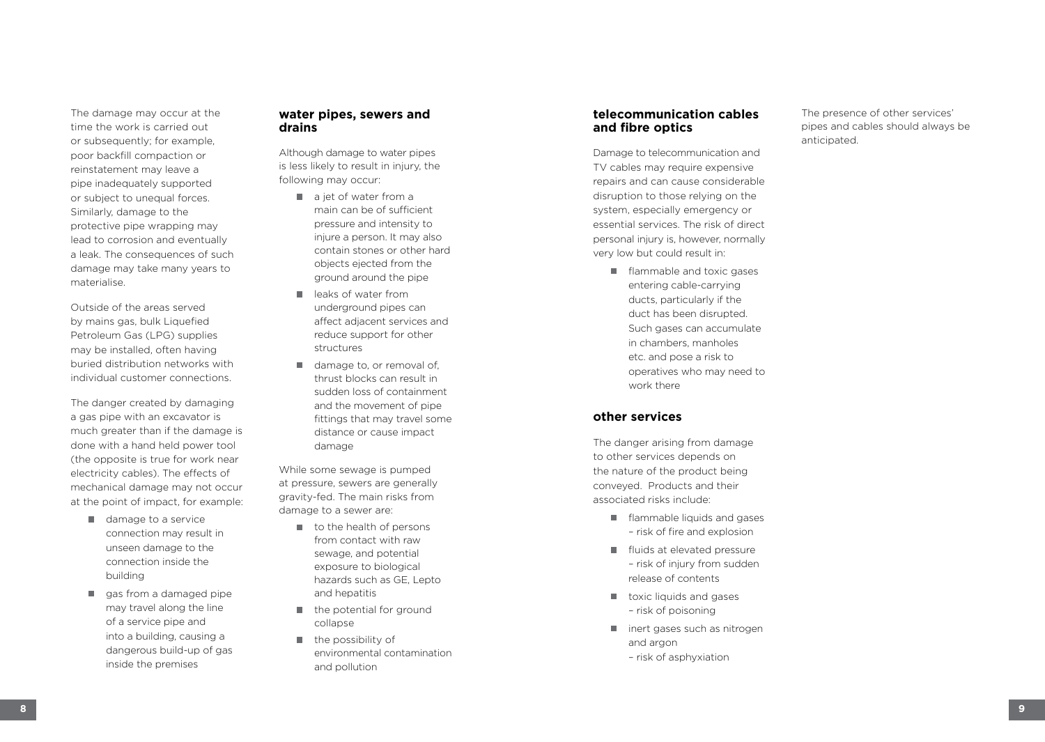The damage may occur at the time the work is carried out or subsequently; for example, poor backfill compaction or reinstatement may leave a pipe inadequately supported or subject to unequal forces. Similarly, damage to the protective pipe wrapping may lead to corrosion and eventually a leak. The consequences of such damage may take many years to materialise.

Outside of the areas served by mains gas, bulk Liquefied Petroleum Gas (LPG) supplies may be installed, often having buried distribution networks with individual customer connections.

The danger created by damaging a gas pipe with an excavator is much greater than if the damage is done with a hand held power tool (the opposite is true for work near electricity cables). The effects of mechanical damage may not occur at the point of impact, for example:

- damage to a service connection may result in unseen damage to the connection inside the building
- gas from a damaged pipe may travel along the line of a service pipe and into a building, causing a dangerous build-up of gas inside the premises

## water pipes, sewers and drains

Although damage to water pipes is less likely to result in injury, the following may occur:

- a jet of water from a main can be of sufficient pressure and intensity to injure a person. It may also contain stones or other hard objects ejected from the ground around the pipe
- leaks of water from underground pipes can affect adjacent services and reduce support for other structures
- damage to, or removal of, thrust blocks can result in sudden loss of containment and the movement of pipe fittings that may travel some distance or cause impact damage

While some sewage is pumped at pressure, sewers are generally gravity-fed. The main risks from damage to a sewer are:

- to the health of persons from contact with raw sewage, and potential exposure to biological hazards such as GE, Lepto and hepatitis
- the potential for ground collapse
- the possibility of environmental contamination and pollution

## telecommunication cables and fibre optics

Damage to telecommunication and TV cables may require expensive repairs and can cause considerable disruption to those relying on the system, especially emergency or essential services. The risk of direct personal injury is, however, normally very low but could result in:

- flammable and toxic gases entering cable-carrying ducts, particularly if the duct has been disrupted. Such gases can accumulate in chambers, manholes etc. and pose a risk to operatives who may need to work there

## other services

The danger arising from damage to other services depends on the nature of the product being conveyed. Products and their associated risks include:

- flammable liquids and gases – risk of fire and explosion
- fluids at elevated pressure – risk of injury from sudden release of contents
- toxic liquids and gases – risk of poisoning
- inert gases such as nitrogen and argon – risk of asphyxiation

The presence of other services' pipes and cables should always be anticipated.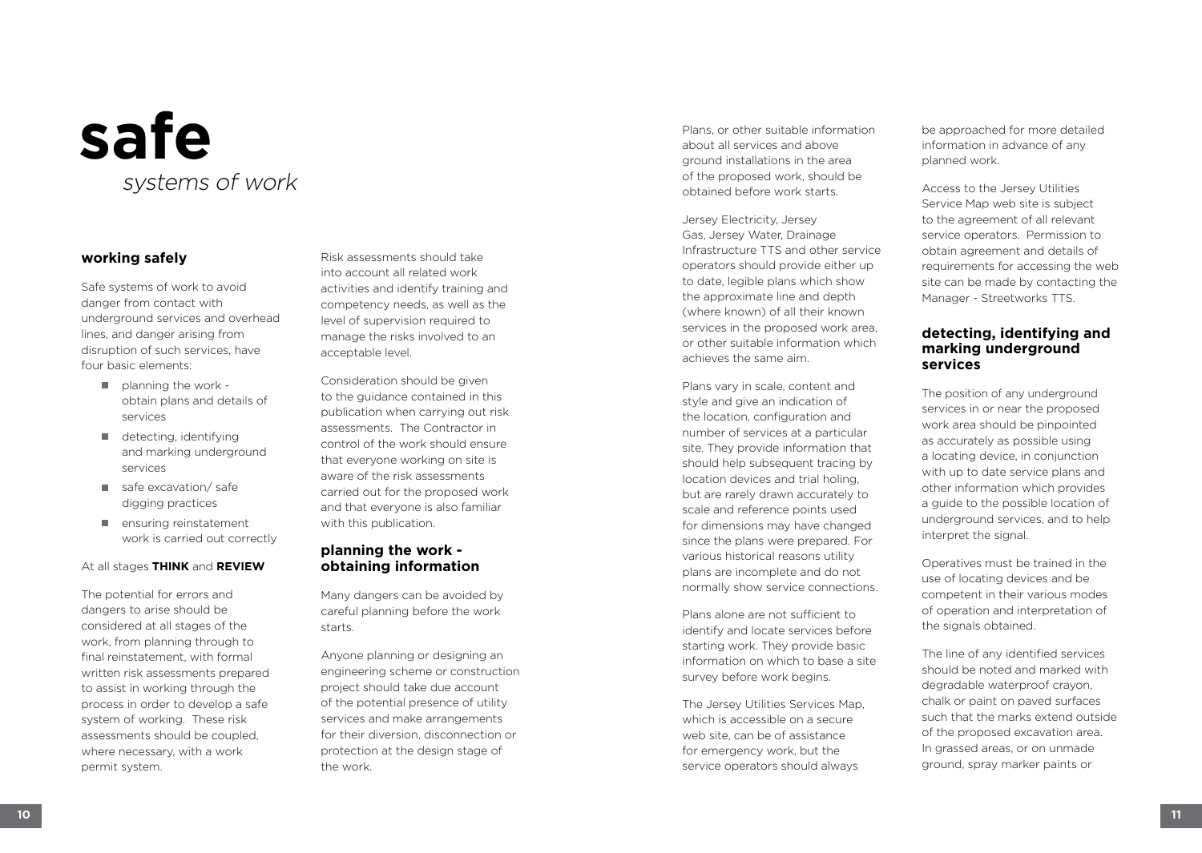# safe

*systems of work*

## working safely

Safe systems of work to avoid danger from contact with underground services and overhead lines, and danger arising from disruption of such services, have four basic elements:

- planning the work - obtain plans and details of services
- detecting, identifying and marking underground services
- safe excavation/ safe digging practices
- ensuring reinstatement work is carried out correctly

At all stages **THINK** and **REVIEW**

The potential for errors and dangers to arise should be considered at all stages of the work, from planning through to final reinstatement, with formal written risk assessments prepared to assist in working through the process in order to develop a safe system of working. These risk assessments should be coupled, where necessary, with a work permit system.

Risk assessments should take into account all related work activities and identify training and competency needs, as well as the level of supervision required to manage the risks involved to an acceptable level.

Consideration should be given to the guidance contained in this publication when carrying out risk assessments. The Contractor in control of the work should ensure that everyone working on site is aware of the risk assessments carried out for the proposed work and that everyone is also familiar with this publication.

## planning the work - obtaining information

Many dangers can be avoided by careful planning before the work starts.

Anyone planning or designing an engineering scheme or construction project should take due account of the potential presence of utility services and make arrangements for their diversion, disconnection or protection at the design stage of the work.

Plans, or other suitable information about all services and above ground installations in the area of the proposed work, should be obtained before work starts.

Jersey Electricity, Jersey Gas, Jersey Water, Drainage Infrastructure TTS and other service operators should provide either up to date, legible plans which show the approximate line and depth (where known) of all their known services in the proposed work area, or other suitable information which achieves the same aim.

Plans vary in scale, content and style and give an indication of the location, configuration and number of services at a particular site. They provide information that should help subsequent tracing by location devices and trial holing, but are rarely drawn accurately to scale and reference points used for dimensions may have changed since the plans were prepared. For various historical reasons utility plans are incomplete and do not normally show service connections.

Plans alone are not sufficient to identify and locate services before starting work. They provide basic information on which to base a site survey before work begins.

The Jersey Utilities Services Map, which is accessible on a secure web site, can be of assistance for emergency work, but the service operators should always be approached for more detailed information in advance of any planned work.

Access to the Jersey Utilities Service Map web site is subject to the agreement of all relevant service operators. Permission to obtain agreement and details of requirements for accessing the web site can be made by contacting the Manager - Streetworks TTS.

## detecting, identifying and marking underground services

The position of any underground services in or near the proposed work area should be pinpointed as accurately as possible using a locating device, in conjunction with up to date service plans and other information which provides a guide to the possible location of underground services, and to help interpret the signal.

Operatives must be trained in the use of locating devices and be competent in their various modes of operation and interpretation of the signals obtained.

The line of any identified services should be noted and marked with degradable waterproof crayon, chalk or paint on paved surfaces such that the marks extend outside of the proposed excavation area. In grassed areas, or on unmade ground, spray marker paints or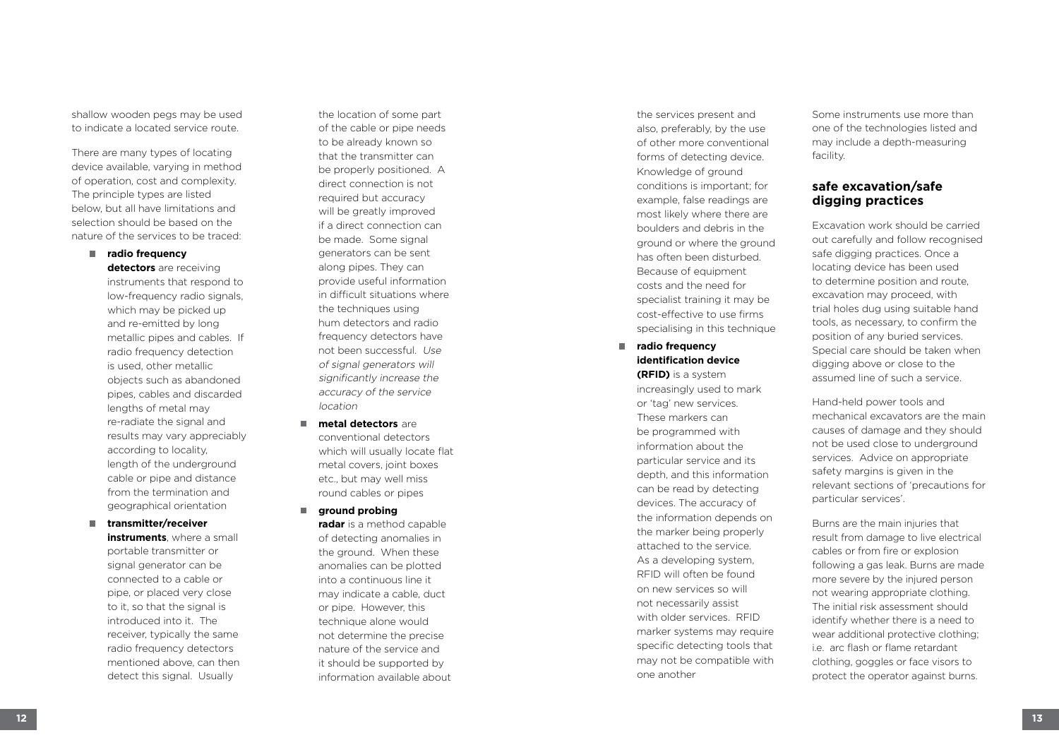shallow wooden pegs may be used to indicate a located service route.

There are many types of locating device available, varying in method of operation, cost and complexity. The principle types are listed below, but all have limitations and selection should be based on the nature of the services to be traced:

- **radio frequency detectors** are receiving instruments that respond to low-frequency radio signals, which may be picked up and re-emitted by long metallic pipes and cables. If radio frequency detection is used, other metallic objects such as abandoned pipes, cables and discarded lengths of metal may re-radiate the signal and results may vary appreciably according to locality, length of the underground cable or pipe and distance from the termination and geographical orientation
- **transmitter/receiver instruments**, where a small portable transmitter or signal generator can be connected to a cable or pipe, or placed very close to it, so that the signal is introduced into it. The receiver, typically the same radio frequency detectors mentioned above, can then detect this signal. Usually the location of some part of the cable or pipe needs to be already known so that the transmitter can be properly positioned. A direct connection is not required but accuracy will be greatly improved if a direct connection can be made. Some signal generators can be sent along pipes. They can provide useful information in difficult situations where the techniques using hum detectors and radio frequency detectors have not been successful. *Use of signal generators will significantly increase the accuracy of the service location*
- **metal detectors** are conventional detectors which will usually locate flat metal covers, joint boxes etc., but may well miss round cables or pipes
- **ground probing radar** is a method capable of detecting anomalies in the ground. When these anomalies can be plotted into a continuous line it may indicate a cable, duct or pipe. However, this technique alone would not determine the precise nature of the service and it should be supported by information available about the services present and also, preferably, by the use of other more conventional forms of detecting device. Knowledge of ground conditions is important; for example, false readings are most likely where there are boulders and debris in the ground or where the ground has often been disturbed. Because of equipment costs and the need for specialist training it may be cost-effective to use firms specialising in this technique
- **radio frequency identification device (RFID)** is a system increasingly used to mark or 'tag' new services. These markers can be programmed with information about the particular service and its depth, and this information can be read by detecting devices. The accuracy of the information depends on the marker being properly attached to the service. As a developing system, RFID will often be found on new services so will not necessarily assist with older services. RFID marker systems may require specific detecting tools that may not be compatible with one another

Some instruments use more than one of the technologies listed and may include a depth-measuring facility.

## safe excavation/safe digging practices

Excavation work should be carried out carefully and follow recognised safe digging practices. Once a locating device has been used to determine position and route, excavation may proceed, with trial holes dug using suitable hand tools, as necessary, to confirm the position of any buried services. Special care should be taken when digging above or close to the assumed line of such a service.

Hand-held power tools and mechanical excavators are the main causes of damage and they should not be used close to underground services. Advice on appropriate safety margins is given in the relevant sections of 'precautions for particular services'.

Burns are the main injuries that result from damage to live electrical cables or from fire or explosion following a gas leak. Burns are made more severe by the injured person not wearing appropriate clothing. The initial risk assessment should identify whether there is a need to wear additional protective clothing; i.e. arc flash or flame retardant clothing, goggles or face visors to protect the operator against burns.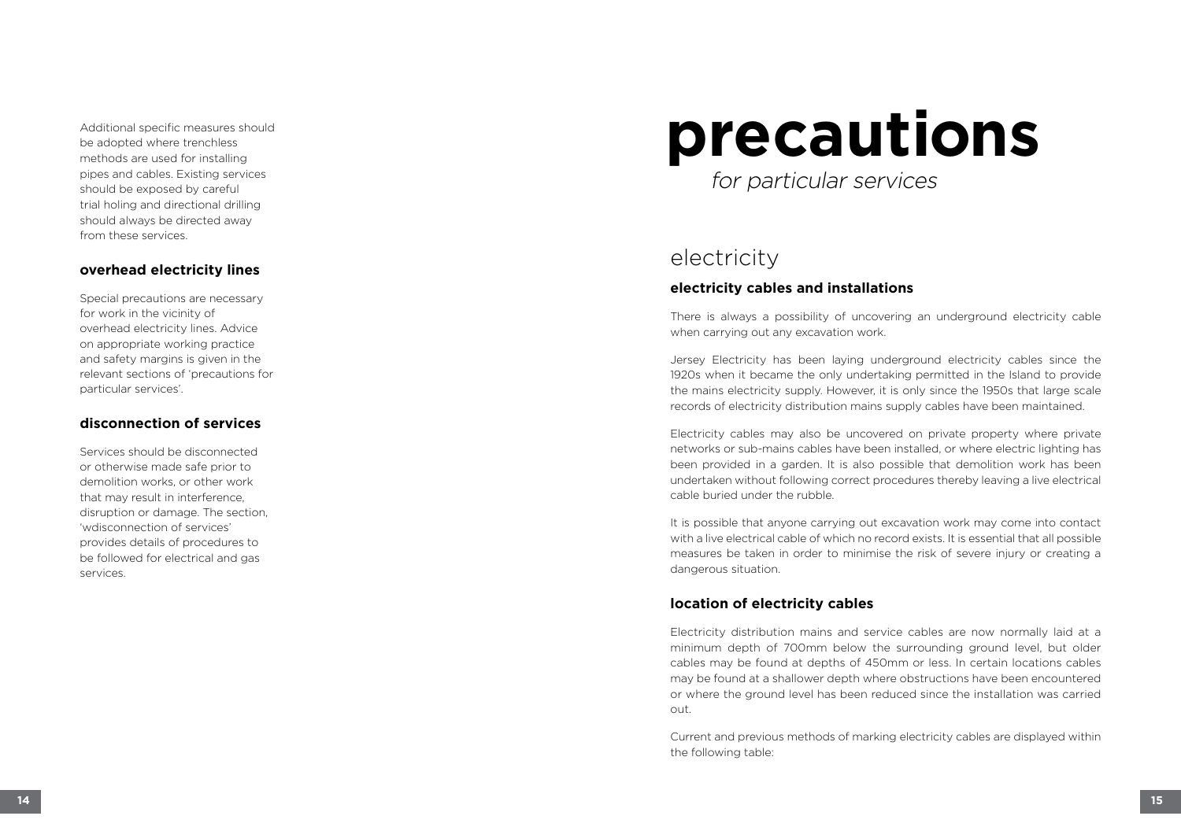Additional specific measures should be adopted where trenchless methods are used for installing pipes and cables. Existing services should be exposed by careful trial holing and directional drilling should always be directed away from these services.

### overhead electricity lines

Special precautions are necessary for work in the vicinity of overhead electricity lines. Advice on appropriate working practice and safety margins is given in the relevant sections of 'precautions for particular services'.

### disconnection of services

Services should be disconnected or otherwise made safe prior to demolition works, or other work that may result in interference, disruption or damage. The section, 'wdisconnection of services' provides details of procedures to be followed for electrical and gas services.

# precautions

*for particular services*

## electricity

### electricity cables and installations

There is always a possibility of uncovering an underground electricity cable when carrying out any excavation work.

Jersey Electricity has been laying underground electricity cables since the 1920s when it became the only undertaking permitted in the Island to provide the mains electricity supply. However, it is only since the 1950s that large scale records of electricity distribution mains supply cables have been maintained.

Electricity cables may also be uncovered on private property where private networks or sub-mains cables have been installed, or where electric lighting has been provided in a garden. It is also possible that demolition work has been undertaken without following correct procedures thereby leaving a live electrical cable buried under the rubble.

It is possible that anyone carrying out excavation work may come into contact with a live electrical cable of which no record exists. It is essential that all possible measures be taken in order to minimise the risk of severe injury or creating a dangerous situation.

### location of electricity cables

Electricity distribution mains and service cables are now normally laid at a minimum depth of 700mm below the surrounding ground level, but older cables may be found at depths of 450mm or less. In certain locations cables may be found at a shallower depth where obstructions have been encountered or where the ground level has been reduced since the installation was carried out.

Current and previous methods of marking electricity cables are displayed within the following table: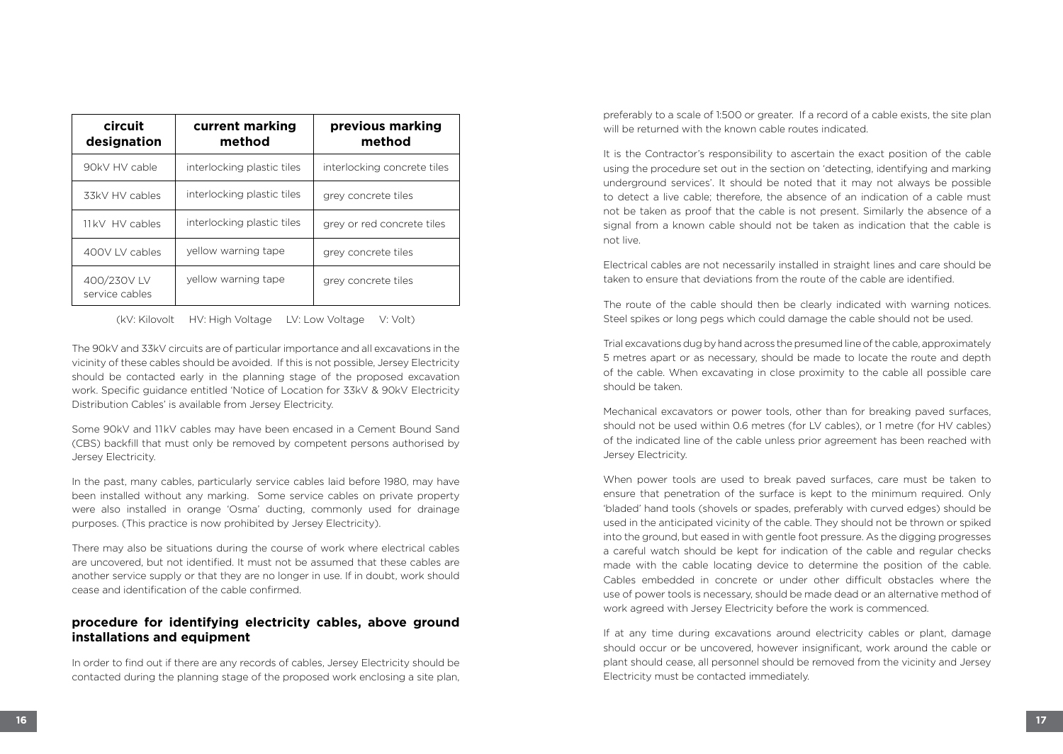| circuit designation | current marking method | previous marking method |
| --- | --- | --- |
| 90kV HV cable | interlocking plastic tiles | interlocking concrete tiles |
| 33kV HV cables | interlocking plastic tiles | grey concrete tiles |
| 11kV HV cables | interlocking plastic tiles | grey or red concrete tiles |
| 400V LV cables | yellow warning tape | grey concrete tiles |
| 400/230V LV service cables | yellow warning tape | grey concrete tiles |

(kV: Kilovolt HV: High Voltage LV: Low Voltage V: Volt)

The 90kV and 33kV circuits are of particular importance and all excavations in the vicinity of these cables should be avoided. If this is not possible, Jersey Electricity should be contacted early in the planning stage of the proposed excavation work. Specific guidance entitled 'Notice of Location for 33kV & 90kV Electricity Distribution Cables' is available from Jersey Electricity.

Some 90kV and 11kV cables may have been encased in a Cement Bound Sand (CBS) backfill that must only be removed by competent persons authorised by Jersey Electricity.

In the past, many cables, particularly service cables laid before 1980, may have been installed without any marking. Some service cables on private property were also installed in orange 'Osma' ducting, commonly used for drainage purposes. (This practice is now prohibited by Jersey Electricity).

There may also be situations during the course of work where electrical cables are uncovered, but not identified. It must not be assumed that these cables are another service supply or that they are no longer in use. If in doubt, work should cease and identification of the cable confirmed.

## procedure for identifying electricity cables, above ground installations and equipment

In order to find out if there are any records of cables, Jersey Electricity should be contacted during the planning stage of the proposed work enclosing a site plan, preferably to a scale of 1:500 or greater. If a record of a cable exists, the site plan will be returned with the known cable routes indicated.

It is the Contractor's responsibility to ascertain the exact position of the cable using the procedure set out in the section on 'detecting, identifying and marking underground services'. It should be noted that it may not always be possible to detect a live cable; therefore, the absence of an indication of a cable must not be taken as proof that the cable is not present. Similarly the absence of a signal from a known cable should not be taken as indication that the cable is not live.

Electrical cables are not necessarily installed in straight lines and care should be taken to ensure that deviations from the route of the cable are identified.

The route of the cable should then be clearly indicated with warning notices. Steel spikes or long pegs which could damage the cable should not be used.

Trial excavations dug by hand across the presumed line of the cable, approximately 5 metres apart or as necessary, should be made to locate the route and depth of the cable. When excavating in close proximity to the cable all possible care should be taken.

Mechanical excavators or power tools, other than for breaking paved surfaces, should not be used within 0.6 metres (for LV cables), or 1 metre (for HV cables) of the indicated line of the cable unless prior agreement has been reached with Jersey Electricity.

When power tools are used to break paved surfaces, care must be taken to ensure that penetration of the surface is kept to the minimum required. Only 'bladed' hand tools (shovels or spades, preferably with curved edges) should be used in the anticipated vicinity of the cable. They should not be thrown or spiked into the ground, but eased in with gentle foot pressure. As the digging progresses a careful watch should be kept for indication of the cable and regular checks made with the cable locating device to determine the position of the cable. Cables embedded in concrete or under other difficult obstacles where the use of power tools is necessary, should be made dead or an alternative method of work agreed with Jersey Electricity before the work is commenced.

If at any time during excavations around electricity cables or plant, damage should occur or be uncovered, however insignificant, work around the cable or plant should cease, all personnel should be removed from the vicinity and Jersey Electricity must be contacted immediately.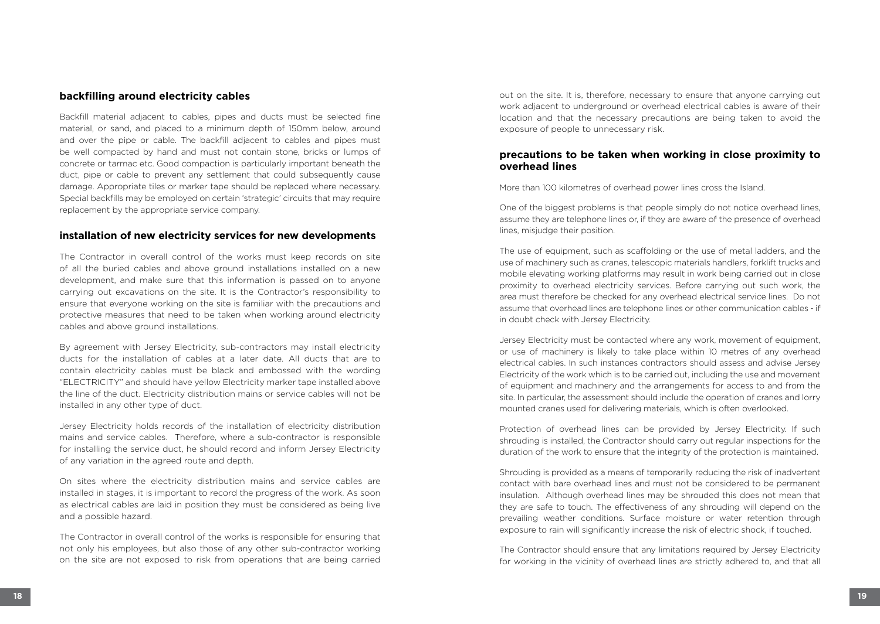## backfilling around electricity cables

Backfill material adjacent to cables, pipes and ducts must be selected fine material, or sand, and placed to a minimum depth of 150mm below, around and over the pipe or cable. The backfill adjacent to cables and pipes must be well compacted by hand and must not contain stone, bricks or lumps of concrete or tarmac etc. Good compaction is particularly important beneath the duct, pipe or cable to prevent any settlement that could subsequently cause damage. Appropriate tiles or marker tape should be replaced where necessary. Special backfills may be employed on certain 'strategic' circuits that may require replacement by the appropriate service company.

## installation of new electricity services for new developments

The Contractor in overall control of the works must keep records on site of all the buried cables and above ground installations installed on a new development, and make sure that this information is passed on to anyone carrying out excavations on the site. It is the Contractor's responsibility to ensure that everyone working on the site is familiar with the precautions and protective measures that need to be taken when working around electricity cables and above ground installations.

By agreement with Jersey Electricity, sub-contractors may install electricity ducts for the installation of cables at a later date. All ducts that are to contain electricity cables must be black and embossed with the wording "ELECTRICITY" and should have yellow Electricity marker tape installed above the line of the duct. Electricity distribution mains or service cables will not be installed in any other type of duct.

Jersey Electricity holds records of the installation of electricity distribution mains and service cables. Therefore, where a sub-contractor is responsible for installing the service duct, he should record and inform Jersey Electricity of any variation in the agreed route and depth.

On sites where the electricity distribution mains and service cables are installed in stages, it is important to record the progress of the work. As soon as electrical cables are laid in position they must be considered as being live and a possible hazard.

The Contractor in overall control of the works is responsible for ensuring that not only his employees, but also those of any other sub-contractor working on the site are not exposed to risk from operations that are being carried out on the site. It is, therefore, necessary to ensure that anyone carrying out work adjacent to underground or overhead electrical cables is aware of their location and that the necessary precautions are being taken to avoid the exposure of people to unnecessary risk.

## precautions to be taken when working in close proximity to overhead lines

More than 100 kilometres of overhead power lines cross the Island.

One of the biggest problems is that people simply do not notice overhead lines, assume they are telephone lines or, if they are aware of the presence of overhead lines, misjudge their position.

The use of equipment, such as scaffolding or the use of metal ladders, and the use of machinery such as cranes, telescopic materials handlers, forklift trucks and mobile elevating working platforms may result in work being carried out in close proximity to overhead electricity services. Before carrying out such work, the area must therefore be checked for any overhead electrical service lines. Do not assume that overhead lines are telephone lines or other communication cables - if in doubt check with Jersey Electricity.

Jersey Electricity must be contacted where any work, movement of equipment, or use of machinery is likely to take place within 10 metres of any overhead electrical cables. In such instances contractors should assess and advise Jersey Electricity of the work which is to be carried out, including the use and movement of equipment and machinery and the arrangements for access to and from the site. In particular, the assessment should include the operation of cranes and lorry mounted cranes used for delivering materials, which is often overlooked.

Protection of overhead lines can be provided by Jersey Electricity. If such shrouding is installed, the Contractor should carry out regular inspections for the duration of the work to ensure that the integrity of the protection is maintained.

Shrouding is provided as a means of temporarily reducing the risk of inadvertent contact with bare overhead lines and must not be considered to be permanent insulation. Although overhead lines may be shrouded this does not mean that they are safe to touch. The effectiveness of any shrouding will depend on the prevailing weather conditions. Surface moisture or water retention through exposure to rain will significantly increase the risk of electric shock, if touched.

The Contractor should ensure that any limitations required by Jersey Electricity for working in the vicinity of overhead lines are strictly adhered to, and that all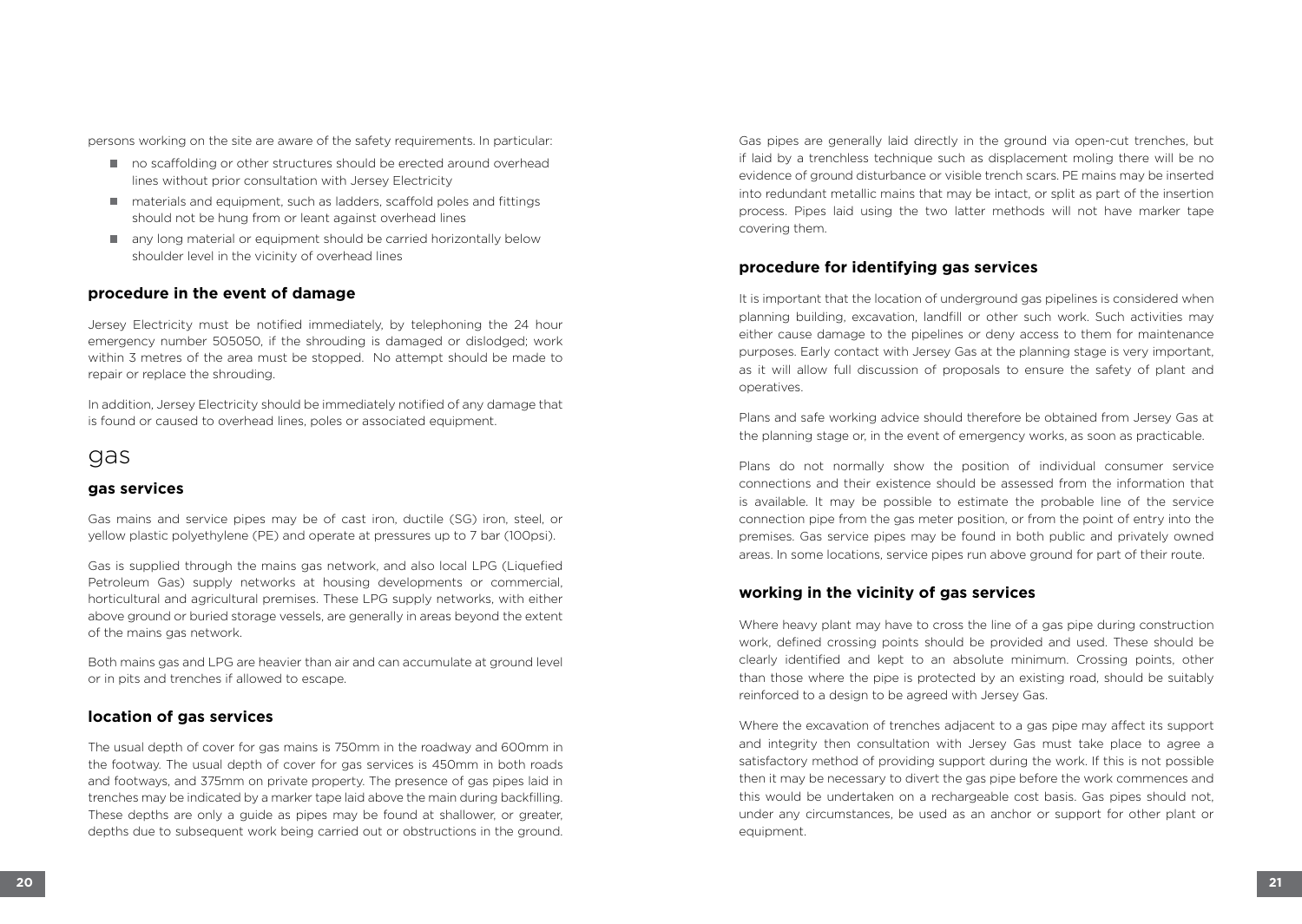persons working on the site are aware of the safety requirements. In particular:

- no scaffolding or other structures should be erected around overhead lines without prior consultation with Jersey Electricity
- materials and equipment, such as ladders, scaffold poles and fittings should not be hung from or leant against overhead lines
- any long material or equipment should be carried horizontally below shoulder level in the vicinity of overhead lines

### procedure in the event of damage

Jersey Electricity must be notified immediately, by telephoning the 24 hour emergency number 505050, if the shrouding is damaged or dislodged; work within 3 metres of the area must be stopped. No attempt should be made to repair or replace the shrouding.

In addition, Jersey Electricity should be immediately notified of any damage that is found or caused to overhead lines, poles or associated equipment.

## gas

### gas services

Gas mains and service pipes may be of cast iron, ductile (SG) iron, steel, or yellow plastic polyethylene (PE) and operate at pressures up to 7 bar (100psi).

Gas is supplied through the mains gas network, and also local LPG (Liquefied Petroleum Gas) supply networks at housing developments or commercial, horticultural and agricultural premises. These LPG supply networks, with either above ground or buried storage vessels, are generally in areas beyond the extent of the mains gas network.

Both mains gas and LPG are heavier than air and can accumulate at ground level or in pits and trenches if allowed to escape.

### location of gas services

The usual depth of cover for gas mains is 750mm in the roadway and 600mm in the footway. The usual depth of cover for gas services is 450mm in both roads and footways, and 375mm on private property. The presence of gas pipes laid in trenches may be indicated by a marker tape laid above the main during backfilling. These depths are only a guide as pipes may be found at shallower, or greater, depths due to subsequent work being carried out or obstructions in the ground.

Gas pipes are generally laid directly in the ground via open-cut trenches, but if laid by a trenchless technique such as displacement moling there will be no evidence of ground disturbance or visible trench scars. PE mains may be inserted into redundant metallic mains that may be intact, or split as part of the insertion process. Pipes laid using the two latter methods will not have marker tape covering them.

### procedure for identifying gas services

It is important that the location of underground gas pipelines is considered when planning building, excavation, landfill or other such work. Such activities may either cause damage to the pipelines or deny access to them for maintenance purposes. Early contact with Jersey Gas at the planning stage is very important, as it will allow full discussion of proposals to ensure the safety of plant and operatives.

Plans and safe working advice should therefore be obtained from Jersey Gas at the planning stage or, in the event of emergency works, as soon as practicable.

Plans do not normally show the position of individual consumer service connections and their existence should be assessed from the information that is available. It may be possible to estimate the probable line of the service connection pipe from the gas meter position, or from the point of entry into the premises. Gas service pipes may be found in both public and privately owned areas. In some locations, service pipes run above ground for part of their route.

### working in the vicinity of gas services

Where heavy plant may have to cross the line of a gas pipe during construction work, defined crossing points should be provided and used. These should be clearly identified and kept to an absolute minimum. Crossing points, other than those where the pipe is protected by an existing road, should be suitably reinforced to a design to be agreed with Jersey Gas.

Where the excavation of trenches adjacent to a gas pipe may affect its support and integrity then consultation with Jersey Gas must take place to agree a satisfactory method of providing support during the work. If this is not possible then it may be necessary to divert the gas pipe before the work commences and this would be undertaken on a rechargeable cost basis. Gas pipes should not, under any circumstances, be used as an anchor or support for other plant or equipment.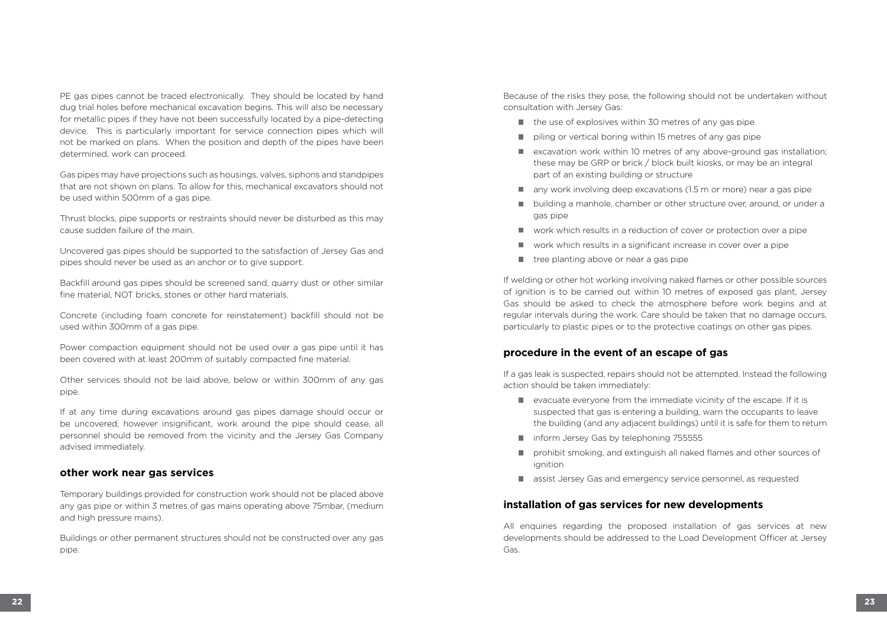PE gas pipes cannot be traced electronically. They should be located by hand dug trial holes before mechanical excavation begins. This will also be necessary for metallic pipes if they have not been successfully located by a pipe-detecting device. This is particularly important for service connection pipes which will not be marked on plans. When the position and depth of the pipes have been determined, work can proceed.

Gas pipes may have projections such as housings, valves, siphons and standpipes that are not shown on plans. To allow for this, mechanical excavators should not be used within 500mm of a gas pipe.

Thrust blocks, pipe supports or restraints should never be disturbed as this may cause sudden failure of the main.

Uncovered gas pipes should be supported to the satisfaction of Jersey Gas and pipes should never be used as an anchor or to give support.

Backfill around gas pipes should be screened sand, quarry dust or other similar fine material, NOT bricks, stones or other hard materials.

Concrete (including foam concrete for reinstatement) backfill should not be used within 300mm of a gas pipe.

Power compaction equipment should not be used over a gas pipe until it has been covered with at least 200mm of suitably compacted fine material.

Other services should not be laid above, below or within 300mm of any gas pipe.

If at any time during excavations around gas pipes damage should occur or be uncovered, however insignificant, work around the pipe should cease, all personnel should be removed from the vicinity and the Jersey Gas Company advised immediately.

## other work near gas services

Temporary buildings provided for construction work should not be placed above any gas pipe or within 3 metres of gas mains operating above 75mbar, (medium and high pressure mains).

Buildings or other permanent structures should not be constructed over any gas pipe.

Because of the risks they pose, the following should not be undertaken without consultation with Jersey Gas:

- the use of explosives within 30 metres of any gas pipe
- piling or vertical boring within 15 metres of any gas pipe
- excavation work within 10 metres of any above-ground gas installation; these may be GRP or brick / block built kiosks, or may be an integral part of an existing building or structure
- any work involving deep excavations (1.5 m or more) near a gas pipe
- building a manhole, chamber or other structure over, around, or under a gas pipe
- work which results in a reduction of cover or protection over a pipe
- work which results in a significant increase in cover over a pipe
- tree planting above or near a gas pipe

If welding or other hot working involving naked flames or other possible sources of ignition is to be carried out within 10 metres of exposed gas plant, Jersey Gas should be asked to check the atmosphere before work begins and at regular intervals during the work. Care should be taken that no damage occurs, particularly to plastic pipes or to the protective coatings on other gas pipes.

## procedure in the event of an escape of gas

If a gas leak is suspected, repairs should not be attempted. Instead the following action should be taken immediately:

- evacuate everyone from the immediate vicinity of the escape. If it is suspected that gas is entering a building, warn the occupants to leave the building (and any adjacent buildings) until it is safe for them to return
- inform Jersey Gas by telephoning 755555
- prohibit smoking, and extinguish all naked flames and other sources of ignition
- assist Jersey Gas and emergency service personnel, as requested

## installation of gas services for new developments

All enquiries regarding the proposed installation of gas services at new developments should be addressed to the Load Development Officer at Jersey Gas.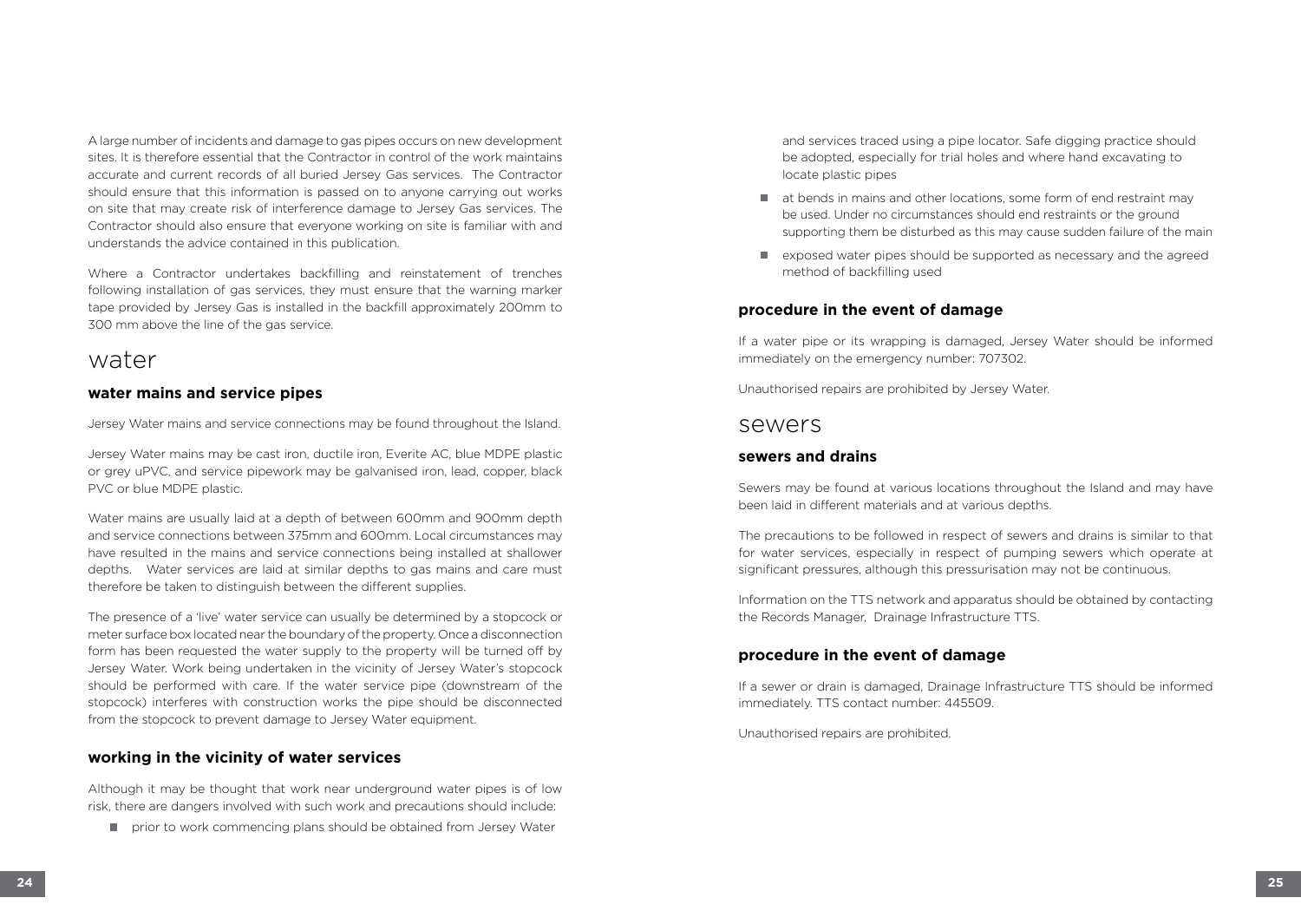A large number of incidents and damage to gas pipes occurs on new development sites. It is therefore essential that the Contractor in control of the work maintains accurate and current records of all buried Jersey Gas services. The Contractor should ensure that this information is passed on to anyone carrying out works on site that may create risk of interference damage to Jersey Gas services. The Contractor should also ensure that everyone working on site is familiar with and understands the advice contained in this publication.

Where a Contractor undertakes backfilling and reinstatement of trenches following installation of gas services, they must ensure that the warning marker tape provided by Jersey Gas is installed in the backfill approximately 200mm to 300 mm above the line of the gas service.

# water

### water mains and service pipes

Jersey Water mains and service connections may be found throughout the Island.

Jersey Water mains may be cast iron, ductile iron, Everite AC, blue MDPE plastic or grey uPVC, and service pipework may be galvanised iron, lead, copper, black PVC or blue MDPE plastic.

Water mains are usually laid at a depth of between 600mm and 900mm depth and service connections between 375mm and 600mm. Local circumstances may have resulted in the mains and service connections being installed at shallower depths. Water services are laid at similar depths to gas mains and care must therefore be taken to distinguish between the different supplies.

The presence of a 'live' water service can usually be determined by a stopcock or meter surface box located near the boundary of the property. Once a disconnection form has been requested the water supply to the property will be turned off by Jersey Water. Work being undertaken in the vicinity of Jersey Water's stopcock should be performed with care. If the water service pipe (downstream of the stopcock) interferes with construction works the pipe should be disconnected from the stopcock to prevent damage to Jersey Water equipment.

### working in the vicinity of water services

Although it may be thought that work near underground water pipes is of low risk, there are dangers involved with such work and precautions should include:

- prior to work commencing plans should be obtained from Jersey Water and services traced using a pipe locator. Safe digging practice should be adopted, especially for trial holes and where hand excavating to locate plastic pipes
- at bends in mains and other locations, some form of end restraint may be used. Under no circumstances should end restraints or the ground supporting them be disturbed as this may cause sudden failure of the main
- exposed water pipes should be supported as necessary and the agreed method of backfilling used

### procedure in the event of damage

If a water pipe or its wrapping is damaged, Jersey Water should be informed immediately on the emergency number: 707302.

Unauthorised repairs are prohibited by Jersey Water.

# sewers

### sewers and drains

Sewers may be found at various locations throughout the Island and may have been laid in different materials and at various depths.

The precautions to be followed in respect of sewers and drains is similar to that for water services, especially in respect of pumping sewers which operate at significant pressures, although this pressurisation may not be continuous.

Information on the TTS network and apparatus should be obtained by contacting the Records Manager, Drainage Infrastructure TTS.

### procedure in the event of damage

If a sewer or drain is damaged, Drainage Infrastructure TTS should be informed immediately. TTS contact number: 445509.

Unauthorised repairs are prohibited.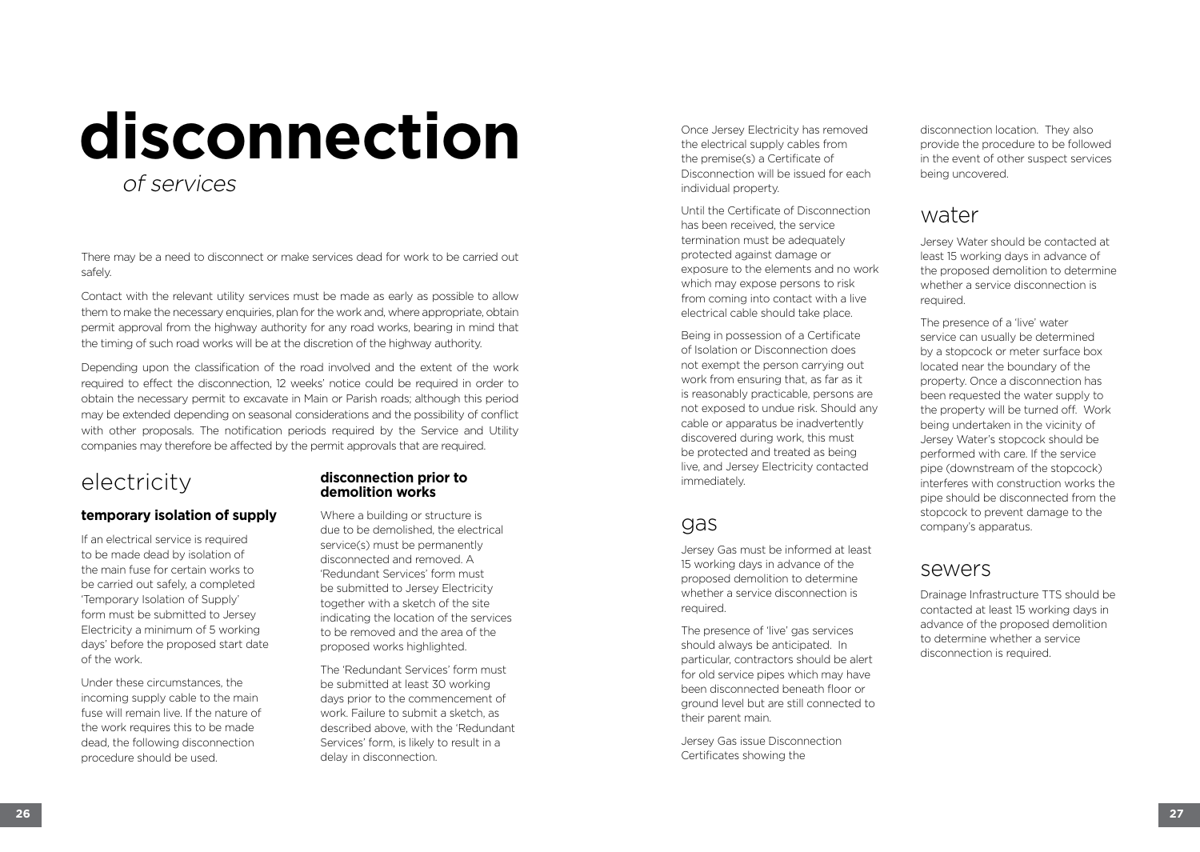# disconnection

*of services*

There may be a need to disconnect or make services dead for work to be carried out safely.

Contact with the relevant utility services must be made as early as possible to allow them to make the necessary enquiries, plan for the work and, where appropriate, obtain permit approval from the highway authority for any road works, bearing in mind that the timing of such road works will be at the discretion of the highway authority.

Depending upon the classification of the road involved and the extent of the work required to effect the disconnection, 12 weeks' notice could be required in order to obtain the necessary permit to excavate in Main or Parish roads; although this period may be extended depending on seasonal considerations and the possibility of conflict with other proposals. The notification periods required by the Service and Utility companies may therefore be affected by the permit approvals that are required.

## electricity

### temporary isolation of supply

If an electrical service is required to be made dead by isolation of the main fuse for certain works to be carried out safely, a completed 'Temporary Isolation of Supply' form must be submitted to Jersey Electricity a minimum of 5 working days' before the proposed start date of the work.

Under these circumstances, the incoming supply cable to the main fuse will remain live. If the nature of the work requires this to be made dead, the following disconnection procedure should be used.

### disconnection prior to demolition works

Where a building or structure is due to be demolished, the electrical service(s) must be permanently disconnected and removed. A 'Redundant Services' form must be submitted to Jersey Electricity together with a sketch of the site indicating the location of the services to be removed and the area of the proposed works highlighted.

The 'Redundant Services' form must be submitted at least 30 working days prior to the commencement of work. Failure to submit a sketch, as described above, with the 'Redundant Services' form, is likely to result in a delay in disconnection.

Once Jersey Electricity has removed the electrical supply cables from the premise(s) a Certificate of Disconnection will be issued for each individual property.

Until the Certificate of Disconnection has been received, the service termination must be adequately protected against damage or exposure to the elements and no work which may expose persons to risk from coming into contact with a live electrical cable should take place.

Being in possession of a Certificate of Isolation or Disconnection does not exempt the person carrying out work from ensuring that, as far as it is reasonably practicable, persons are not exposed to undue risk. Should any cable or apparatus be inadvertently discovered during work, this must be protected and treated as being live, and Jersey Electricity contacted immediately.

## gas

Jersey Gas must be informed at least 15 working days in advance of the proposed demolition to determine whether a service disconnection is required.

The presence of 'live' gas services should always be anticipated. In particular, contractors should be alert for old service pipes which may have been disconnected beneath floor or ground level but are still connected to their parent main.

Jersey Gas issue Disconnection Certificates showing the disconnection location. They also provide the procedure to be followed in the event of other suspect services being uncovered.

## water

Jersey Water should be contacted at least 15 working days in advance of the proposed demolition to determine whether a service disconnection is required.

The presence of a 'live' water service can usually be determined by a stopcock or meter surface box located near the boundary of the property. Once a disconnection has been requested the water supply to the property will be turned off. Work being undertaken in the vicinity of Jersey Water's stopcock should be performed with care. If the service pipe (downstream of the stopcock) interferes with construction works the pipe should be disconnected from the stopcock to prevent damage to the company's apparatus.

## sewers

Drainage Infrastructure TTS should be contacted at least 15 working days in advance of the proposed demolition to determine whether a service disconnection is required.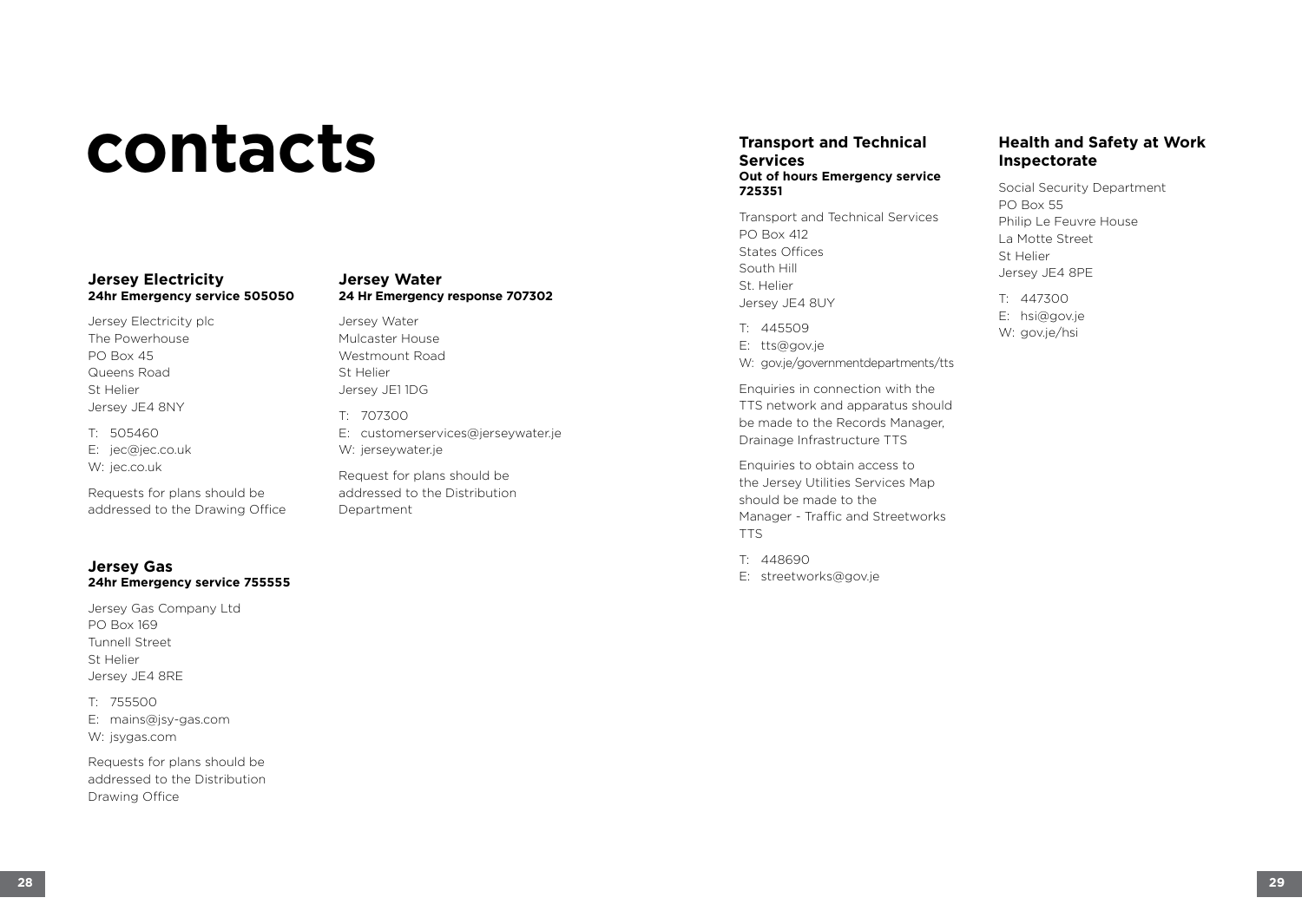# contacts

## Jersey Electricity
**24hr Emergency service 505050**

Jersey Electricity plc
The Powerhouse
PO Box 45
Queens Road
St Helier
Jersey JE4 8NY

T: 505460
E: jec@jec.co.uk
W: jec.co.uk

Requests for plans should be addressed to the Drawing Office

## Jersey Gas
**24hr Emergency service 755555**

Jersey Gas Company Ltd
PO Box 169
Tunnell Street
St Helier
Jersey JE4 8RE

T: 755500
E: mains@jsy-gas.com
W: jsygas.com

Requests for plans should be addressed to the Distribution Drawing Office

## Jersey Water
**24 Hr Emergency response 707302**

Jersey Water
Mulcaster House
Westmount Road
St Helier
Jersey JE1 1DG

T: 707300
E: customerservices@jerseywater.je
W: jerseywater.je

Request for plans should be addressed to the Distribution Department

## Transport and Technical Services
**Out of hours Emergency service 725351**

Transport and Technical Services
PO Box 412
States Offices
South Hill
St. Helier
Jersey JE4 8UY

T: 445509
E: tts@gov.je
W: gov.je/governmentdepartments/tts

Enquiries in connection with the TTS network and apparatus should be made to the Records Manager, Drainage Infrastructure TTS

Enquiries to obtain access to the Jersey Utilities Services Map should be made to the Manager - Traffic and Streetworks TTS

T: 448690
E: streetworks@gov.je

## Health and Safety at Work Inspectorate

Social Security Department
PO Box 55
Philip Le Feuvre House
La Motte Street
St Helier
Jersey JE4 8PE

T: 447300
E: hsi@gov.je
W: gov.je/hsi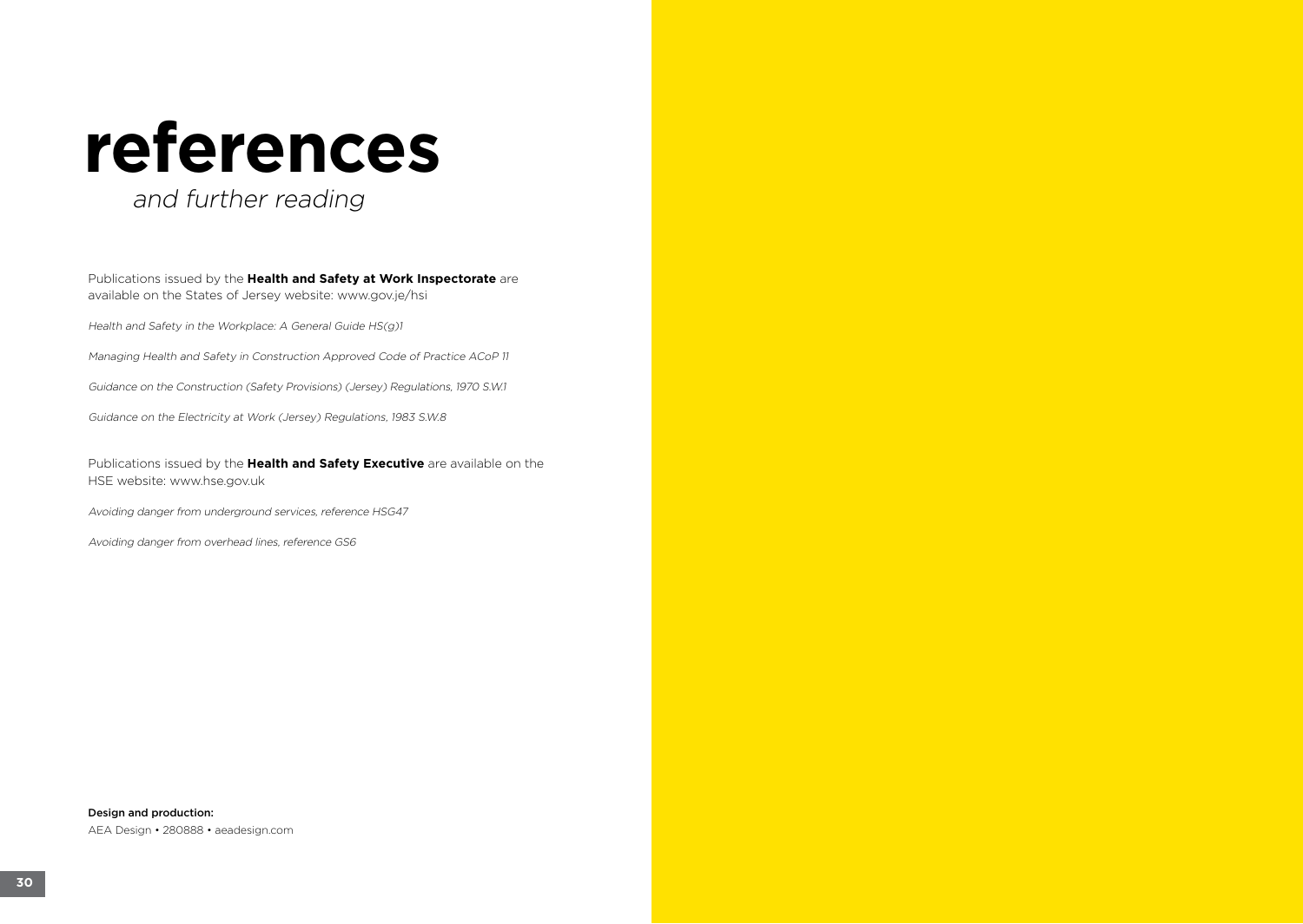# references

*and further reading*

Publications issued by the **Health and Safety at Work Inspectorate** are available on the States of Jersey website: www.gov.je/hsi

*Health and Safety in the Workplace: A General Guide HS(g)1*

*Managing Health and Safety in Construction Approved Code of Practice ACoP 11*

*Guidance on the Construction (Safety Provisions) (Jersey) Regulations, 1970 S.W.1*

*Guidance on the Electricity at Work (Jersey) Regulations, 1983 S.W.8*

Publications issued by the **Health and Safety Executive** are available on the HSE website: www.hse.gov.uk

*Avoiding danger from underground services, reference HSG47*

*Avoiding danger from overhead lines, reference GS6*

Design and production:
AEA Design • 280888 • aeadesign.com